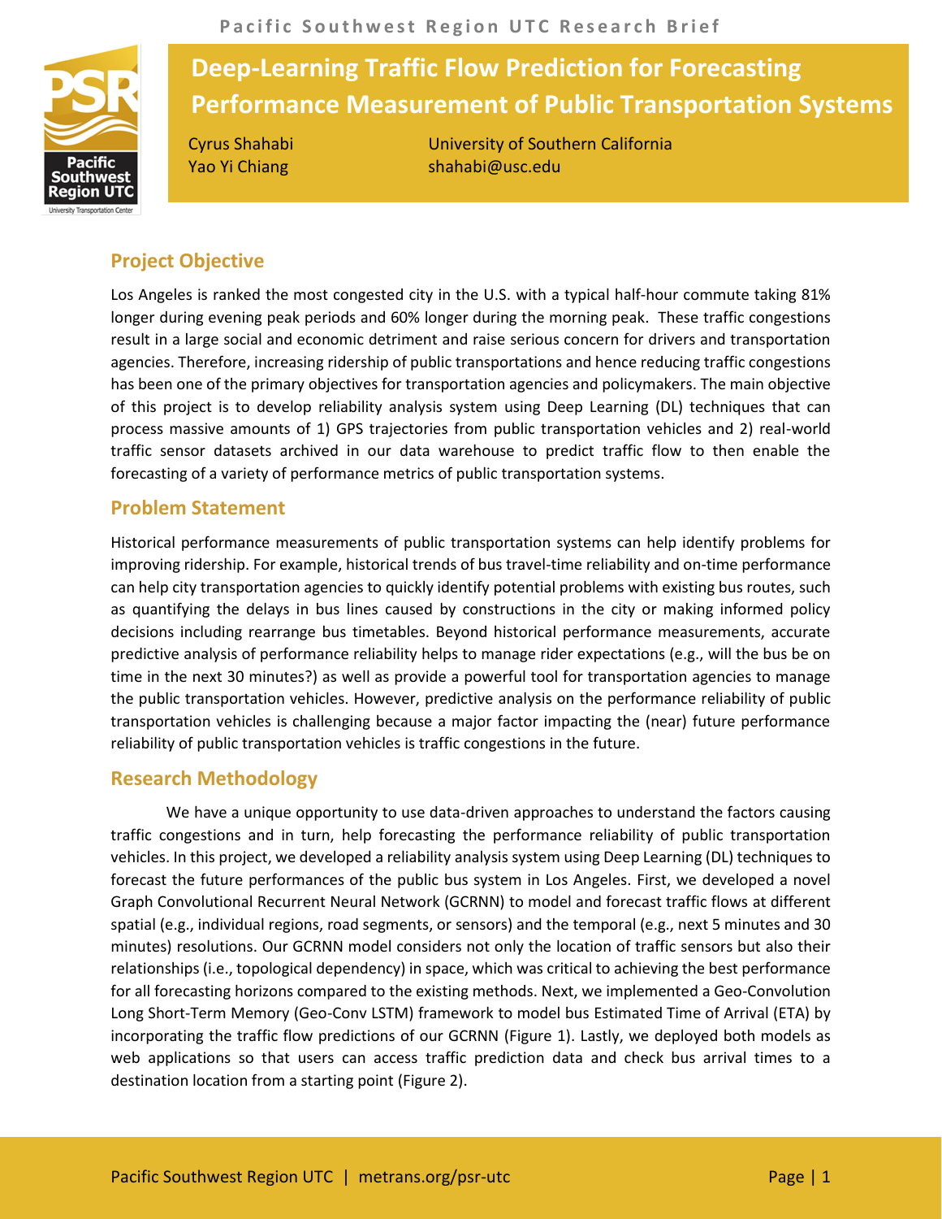# Deep-Learning Traffic Flow Prediction for Forecasting Performance Measurement of Public Transportation Systems

Cyrus Shahabi
Yao Yi Chiang

University of Southern California
shahabi@usc.edu

## Project Objective

Los Angeles is ranked the most congested city in the U.S. with a typical half-hour commute taking 81% longer during evening peak periods and 60% longer during the morning peak. These traffic congestions result in a large social and economic detriment and raise serious concern for drivers and transportation agencies. Therefore, increasing ridership of public transportations and hence reducing traffic congestions has been one of the primary objectives for transportation agencies and policymakers. The main objective of this project is to develop reliability analysis system using Deep Learning (DL) techniques that can process massive amounts of 1) GPS trajectories from public transportation vehicles and 2) real-world traffic sensor datasets archived in our data warehouse to predict traffic flow to then enable the forecasting of a variety of performance metrics of public transportation systems.

## Problem Statement

Historical performance measurements of public transportation systems can help identify problems for improving ridership. For example, historical trends of bus travel-time reliability and on-time performance can help city transportation agencies to quickly identify potential problems with existing bus routes, such as quantifying the delays in bus lines caused by constructions in the city or making informed policy decisions including rearrange bus timetables. Beyond historical performance measurements, accurate predictive analysis of performance reliability helps to manage rider expectations (e.g., will the bus be on time in the next 30 minutes?) as well as provide a powerful tool for transportation agencies to manage the public transportation vehicles. However, predictive analysis on the performance reliability of public transportation vehicles is challenging because a major factor impacting the (near) future performance reliability of public transportation vehicles is traffic congestions in the future.

## Research Methodology

We have a unique opportunity to use data-driven approaches to understand the factors causing traffic congestions and in turn, help forecasting the performance reliability of public transportation vehicles. In this project, we developed a reliability analysis system using Deep Learning (DL) techniques to forecast the future performances of the public bus system in Los Angeles. First, we developed a novel Graph Convolutional Recurrent Neural Network (GCRNN) to model and forecast traffic flows at different spatial (e.g., individual regions, road segments, or sensors) and the temporal (e.g., next 5 minutes and 30 minutes) resolutions. Our GCRNN model considers not only the location of traffic sensors but also their relationships (i.e., topological dependency) in space, which was critical to achieving the best performance for all forecasting horizons compared to the existing methods. Next, we implemented a Geo-Convolution Long Short-Term Memory (Geo-Conv LSTM) framework to model bus Estimated Time of Arrival (ETA) by incorporating the traffic flow predictions of our GCRNN (Figure 1). Lastly, we deployed both models as web applications so that users can access traffic prediction data and check bus arrival times to a destination location from a starting point (Figure 2).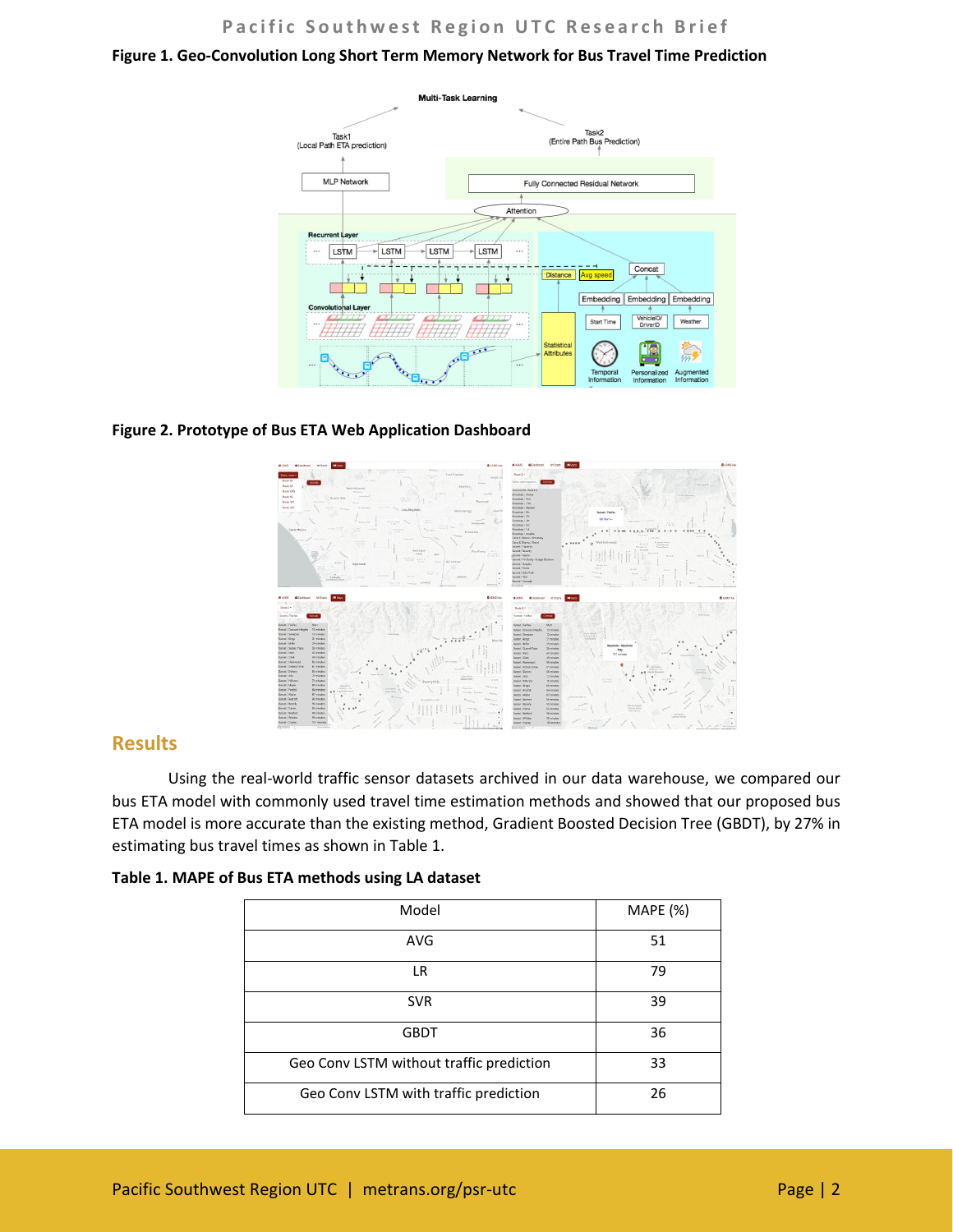**Figure 1. Geo-Convolution Long Short Term Memory Network for Bus Travel Time Prediction**

Multi-Task Learning

Task1 (Local Path ETA prediction)

Task2 (Entire Path Bus Prediction)

MLP Network

Fully Connected Residual Network

Attention

Recurrent Layer

LSTM LSTM LSTM LSTM

Distance Avg speed

Concat

Embedding Embedding Embedding

Start Time VehicleID/ DriverID Weather

Convolutional Layer

Statistical Attributes

Temporal Information Personalized Information Augmented Information

**Figure 2. Prototype of Bus ETA Web Application Dashboard**

## Results

Using the real-world traffic sensor datasets archived in our data warehouse, we compared our bus ETA model with commonly used travel time estimation methods and showed that our proposed bus ETA model is more accurate than the existing method, Gradient Boosted Decision Tree (GBDT), by 27% in estimating bus travel times as shown in Table 1.

**Table 1. MAPE of Bus ETA methods using LA dataset**

| Model | MAPE (%) |
|---|---|
| AVG | 51 |
| LR | 79 |
| SVR | 39 |
| GBDT | 36 |
| Geo Conv LSTM without traffic prediction | 33 |
| Geo Conv LSTM with traffic prediction | 26 |